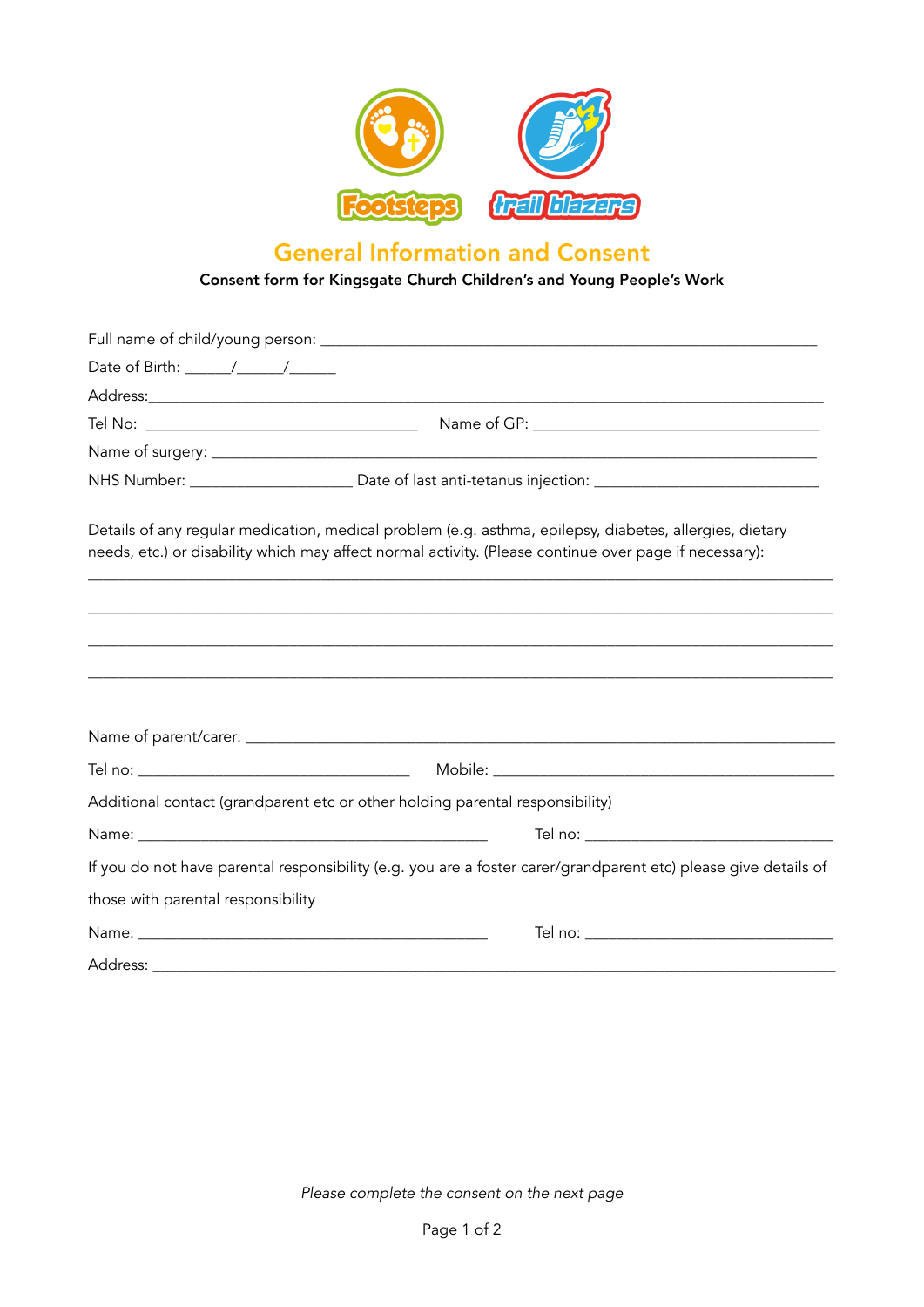Footsteps trail blazers

# General Information and Consent

**Consent form for Kingsgate Church Children's and Young People's Work**

Full name of child/young person: ___________________________________________________________

Date of Birth: ______/______/______

Address:___________________________________________________________________________

Tel No: ________________________________ Name of GP: __________________________________

Name of surgery: ____________________________________________________________________

NHS Number: ____________________ Date of last anti-tetanus injection: ___________________________

Details of any regular medication, medical problem (e.g. asthma, epilepsy, diabetes, allergies, dietary needs, etc.) or disability which may affect normal activity. (Please continue over page if necessary):

_____________________________________________________________________________________

_____________________________________________________________________________________

_____________________________________________________________________________________

_____________________________________________________________________________________

Name of parent/carer: _________________________________________________________________

Tel no: ________________________________ Mobile: ____________________________________

Additional contact (grandparent etc or other holding parental responsibility)

Name: __________________________________________ Tel no: ____________________________

If you do not have parental responsibility (e.g. you are a foster carer/grandparent etc) please give details of those with parental responsibility

Name: __________________________________________ Tel no: ____________________________

Address: __________________________________________________________________________

*Please complete the consent on the next page*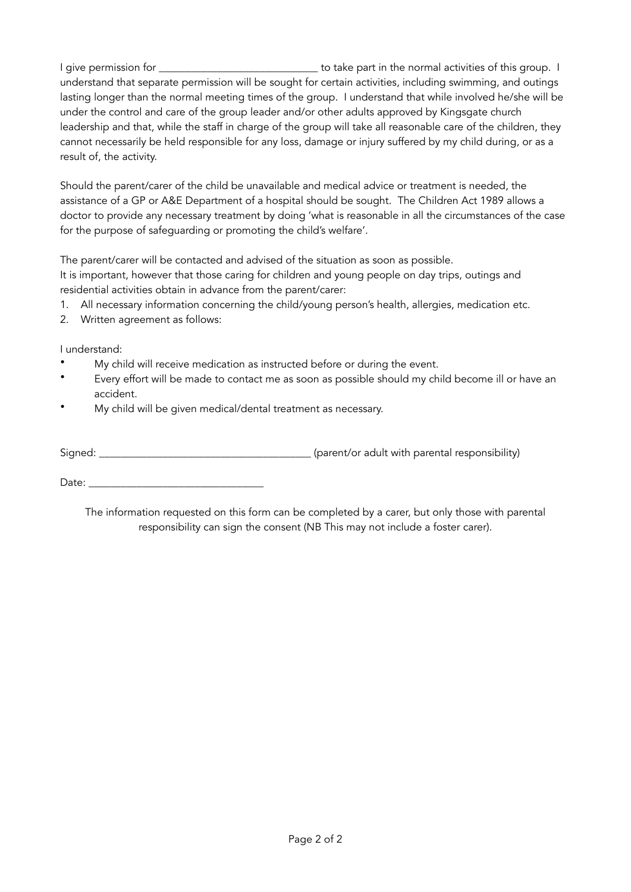I give permission for ______________________________ to take part in the normal activities of this group. I understand that separate permission will be sought for certain activities, including swimming, and outings lasting longer than the normal meeting times of the group. I understand that while involved he/she will be under the control and care of the group leader and/or other adults approved by Kingsgate church leadership and that, while the staff in charge of the group will take all reasonable care of the children, they cannot necessarily be held responsible for any loss, damage or injury suffered by my child during, or as a result of, the activity.

Should the parent/carer of the child be unavailable and medical advice or treatment is needed, the assistance of a GP or A&E Department of a hospital should be sought. The Children Act 1989 allows a doctor to provide any necessary treatment by doing 'what is reasonable in all the circumstances of the case for the purpose of safeguarding or promoting the child's welfare'.

The parent/carer will be contacted and advised of the situation as soon as possible.
It is important, however that those caring for children and young people on day trips, outings and residential activities obtain in advance from the parent/carer:

1. All necessary information concerning the child/young person's health, allergies, medication etc.
2. Written agreement as follows:

I understand:

- My child will receive medication as instructed before or during the event.
- Every effort will be made to contact me as soon as possible should my child become ill or have an accident.
- My child will be given medical/dental treatment as necessary.

Signed: ________________________________________ (parent/or adult with parental responsibility)

Date: __________________________________

The information requested on this form can be completed by a carer, but only those with parental responsibility can sign the consent (NB This may not include a foster carer).